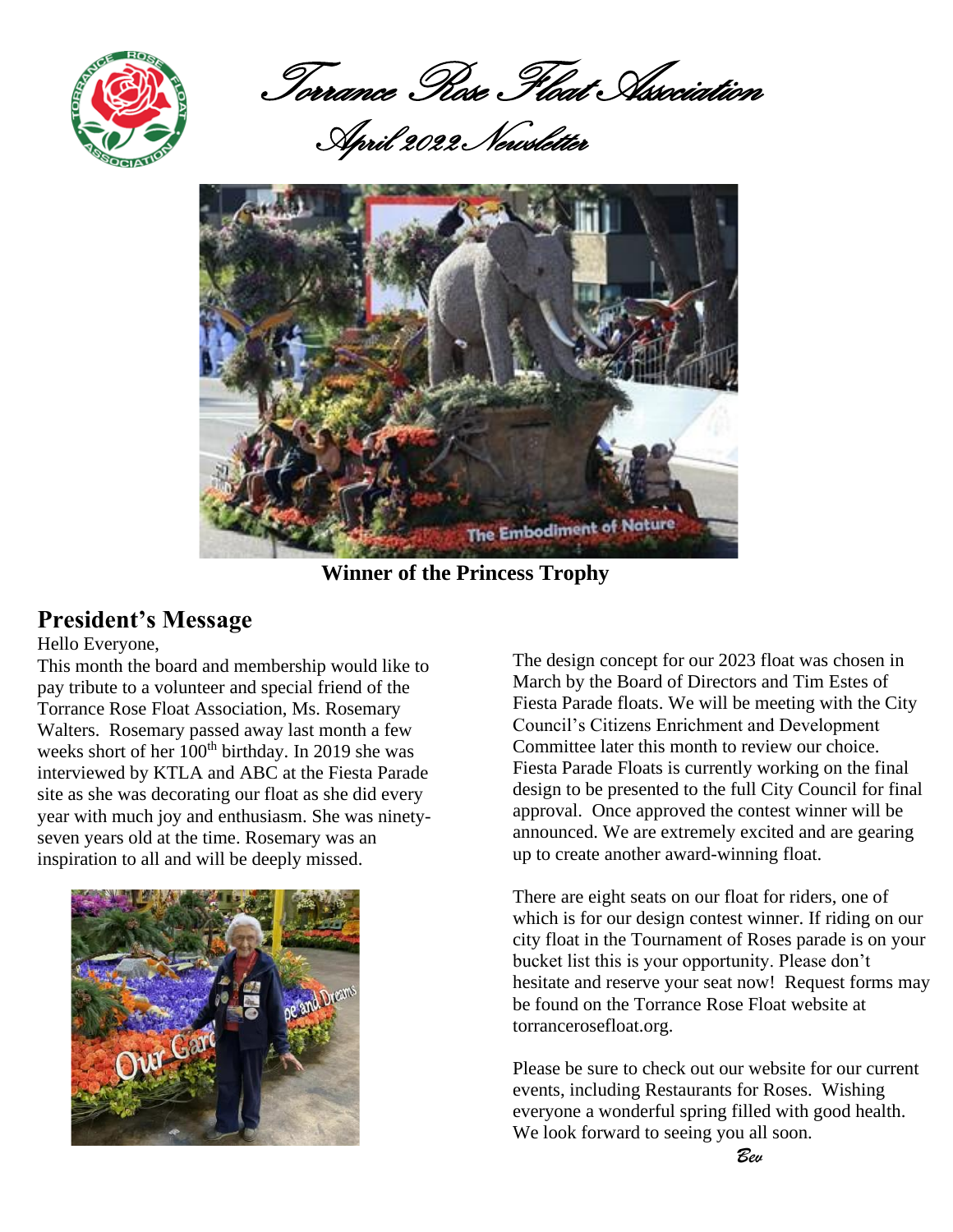# Torrance Rose Float Association

## April 2022 Newsletter

**Winner of the Princess Trophy**

## President's Message

Hello Everyone,

This month the board and membership would like to pay tribute to a volunteer and special friend of the Torrance Rose Float Association, Ms. Rosemary Walters. Rosemary passed away last month a few weeks short of her 100th birthday. In 2019 she was interviewed by KTLA and ABC at the Fiesta Parade site as she was decorating our float as she did every year with much joy and enthusiasm. She was ninety-seven years old at the time. Rosemary was an inspiration to all and will be deeply missed.

The design concept for our 2023 float was chosen in March by the Board of Directors and Tim Estes of Fiesta Parade floats. We will be meeting with the City Council's Citizens Enrichment and Development Committee later this month to review our choice. Fiesta Parade Floats is currently working on the final design to be presented to the full City Council for final approval. Once approved the contest winner will be announced. We are extremely excited and are gearing up to create another award-winning float.

There are eight seats on our float for riders, one of which is for our design contest winner. If riding on our city float in the Tournament of Roses parade is on your bucket list this is your opportunity. Please don't hesitate and reserve your seat now! Request forms may be found on the Torrance Rose Float website at torrancerosefloat.org.

Please be sure to check out our website for our current events, including Restaurants for Roses. Wishing everyone a wonderful spring filled with good health. We look forward to seeing you all soon.

*Bev*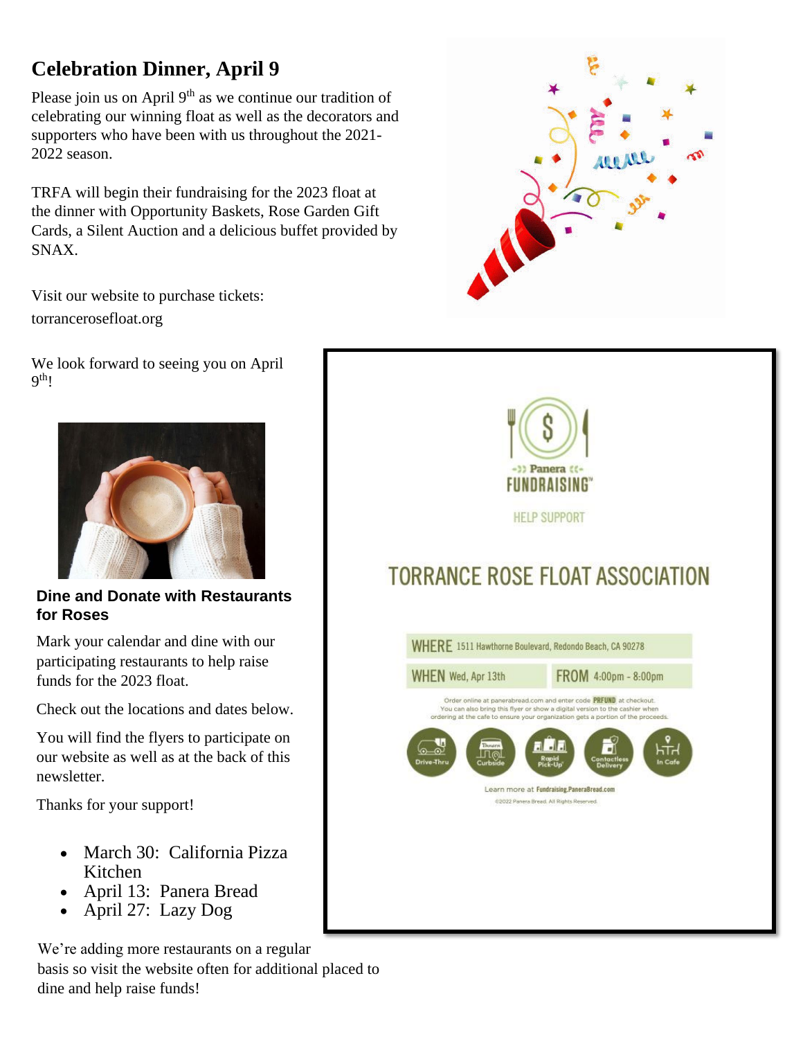## Celebration Dinner, April 9

Please join us on April 9th as we continue our tradition of celebrating our winning float as well as the decorators and supporters who have been with us throughout the 2021-2022 season.

TRFA will begin their fundraising for the 2023 float at the dinner with Opportunity Baskets, Rose Garden Gift Cards, a Silent Auction and a delicious buffet provided by SNAX.

Visit our website to purchase tickets: torrancerosefloat.org

We look forward to seeing you on April 9th!

### Dine and Donate with Restaurants for Roses

Mark your calendar and dine with our participating restaurants to help raise funds for the 2023 float.

Check out the locations and dates below.

You will find the flyers to participate on our website as well as at the back of this newsletter.

Thanks for your support!

- March 30: California Pizza Kitchen
- April 13: Panera Bread
- April 27: Lazy Dog

We're adding more restaurants on a regular basis so visit the website often for additional placed to dine and help raise funds!

Panera FUNDRAISING™

HELP SUPPORT

TORRANCE ROSE FLOAT ASSOCIATION

WHERE 1511 Hawthorne Boulevard, Redondo Beach, CA 90278

WHEN Wed, Apr 13th FROM 4:00pm - 8:00pm

Order online at panerabread.com and enter code **PRFUND** at checkout. You can also bring this flyer or show a digital version to the cashier when ordering at the cafe to ensure your organization gets a portion of the proceeds.

Drive-Thru | Curbside | Rapid Pick-Up® | Contactless Delivery | In Cafe

Learn more at Fundraising.PaneraBread.com

©2022 Panera Bread. All Rights Reserved.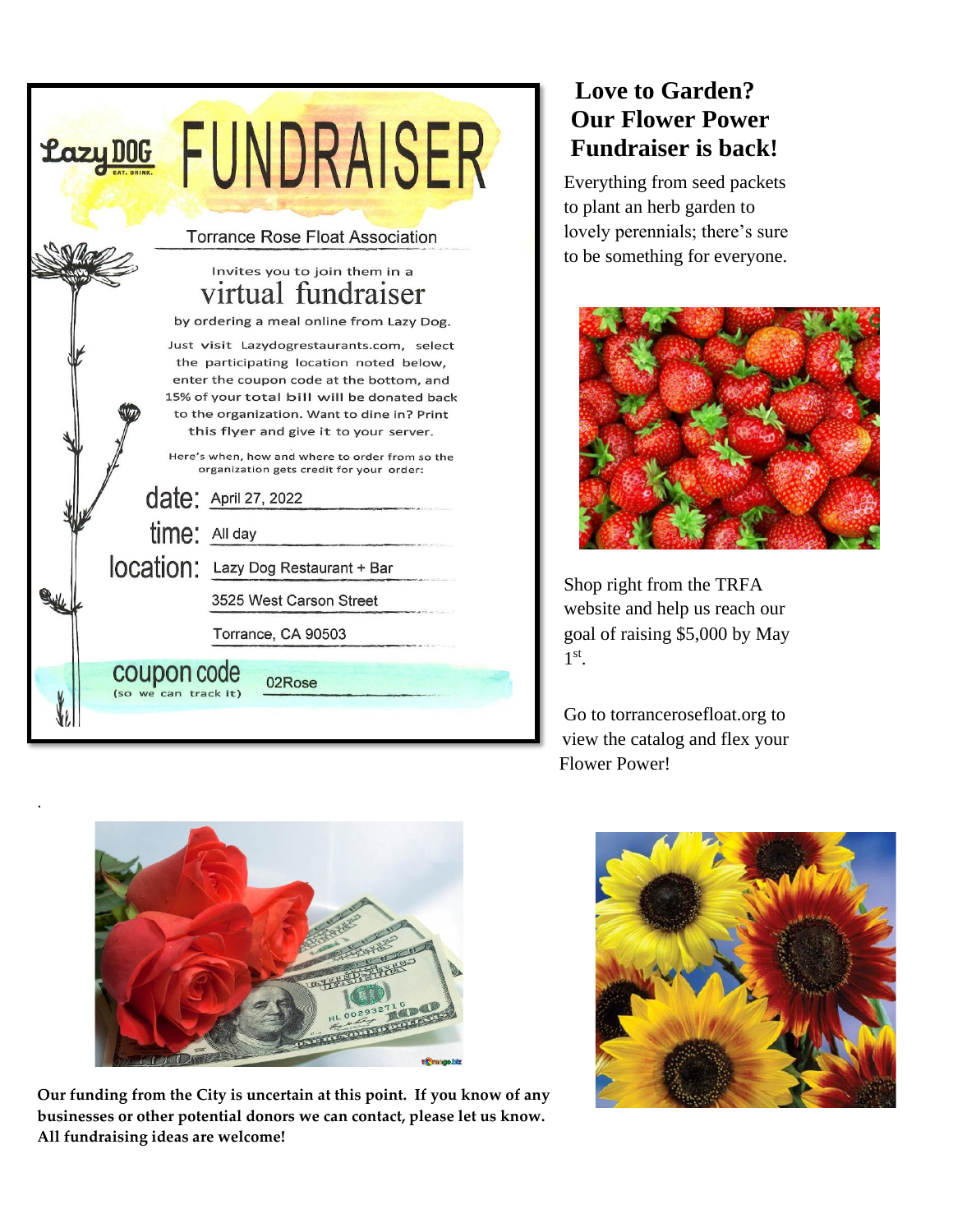# Lazy DOG FUNDRAISER

Torrance Rose Float Association

Invites you to join them in a

## virtual fundraiser

by ordering a meal online from Lazy Dog.

Just visit Lazydogrestaurants.com, select the participating location noted below, enter the coupon code at the bottom, and 15% of your total bill will be donated back to the organization. Want to dine in? Print this flyer and give it to your server.

Here's when, how and where to order from so the organization gets credit for your order:

**date:** April 27, 2022

**time:** All day

**location:** Lazy Dog Restaurant + Bar
3525 West Carson Street
Torrance, CA 90503

**coupon code** (so we can track it): 02Rose

## Love to Garden? Our Flower Power Fundraiser is back!

Everything from seed packets to plant an herb garden to lovely perennials; there's sure to be something for everyone.

Shop right from the TRFA website and help us reach our goal of raising $5,000 by May 1st.

Go to torrancerosefloat.org to view the catalog and flex your Flower Power!

**Our funding from the City is uncertain at this point. If you know of any businesses or other potential donors we can contact, please let us know. All fundraising ideas are welcome!**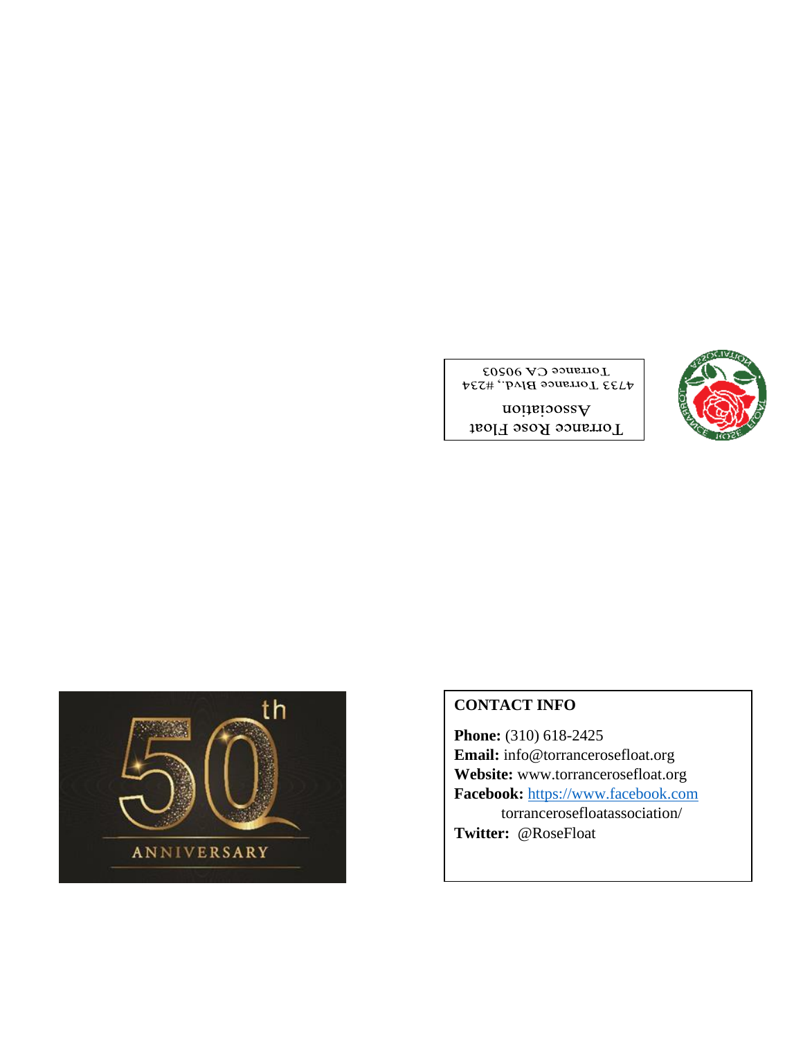Torrance Rose Float
Association
4733 Torrance Blvd., #234
Torrance CA 90503

**CONTACT INFO**

**Phone:** (310) 618-2425
**Email:** info@torrancerosefloat.org
**Website:** www.torrancerosefloat.org
**Facebook:** https://www.facebook.com/torrancerosefloatassociation/
**Twitter:** @RoseFloat